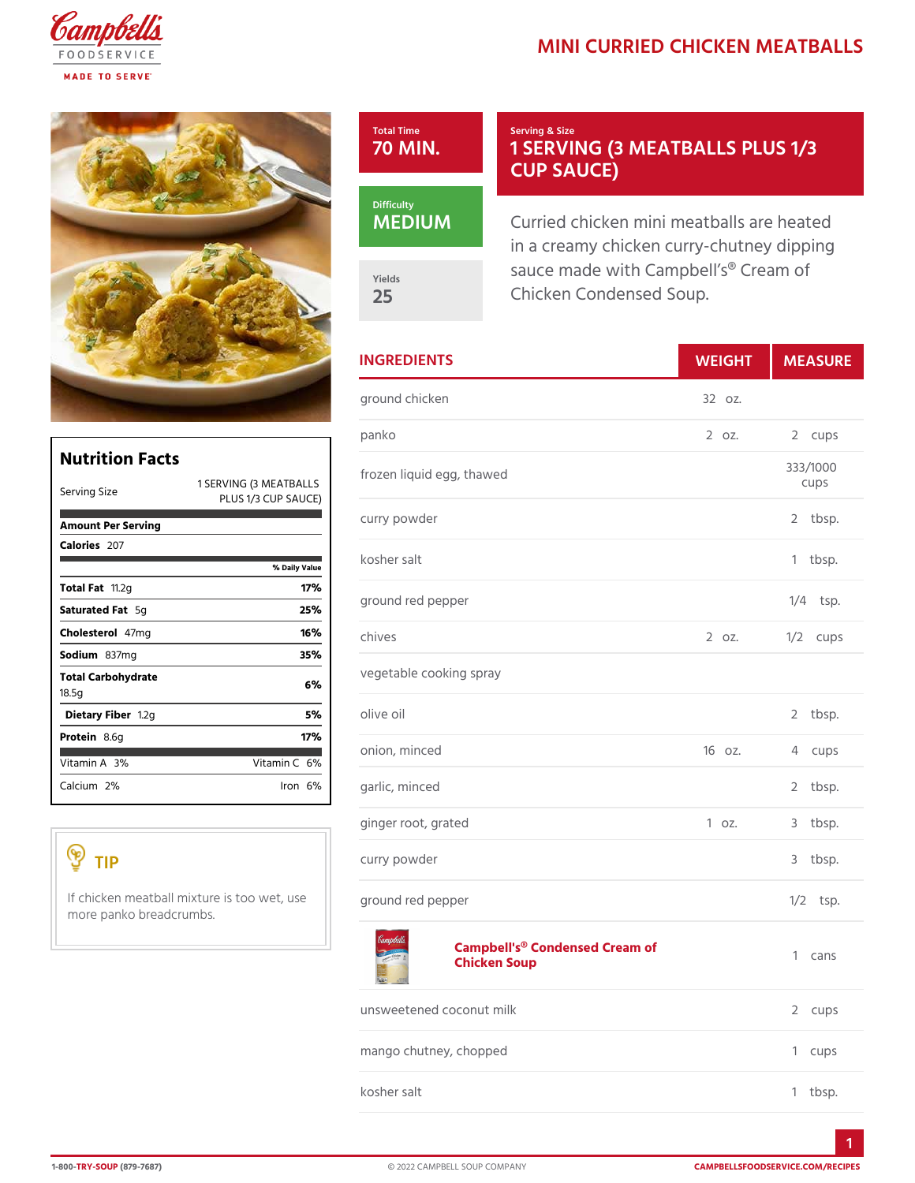# MINI CURRIED CHICKEN MEATBALLS

**Total Time**
70 MIN.

**Serving & Size**
1 SERVING (3 MEATBALLS PLUS 1/3 CUP SAUCE)

**Difficulty**
MEDIUM

**Yields**
25

Curried chicken mini meatballs are heated in a creamy chicken curry-chutney dipping sauce made with Campbell's® Cream of Chicken Condensed Soup.

## INGREDIENTS

| INGREDIENTS | WEIGHT | MEASURE |
|---|---|---|
| ground chicken | 32 oz. | |
| panko | 2 oz. | 2 cups |
| frozen liquid egg, thawed | | 333/1000 cups |
| curry powder | | 2 tbsp. |
| kosher salt | | 1 tbsp. |
| ground red pepper | | 1/4 tsp. |
| chives | 2 oz. | 1/2 cups |
| vegetable cooking spray | | |
| olive oil | | 2 tbsp. |
| onion, minced | 16 oz. | 4 cups |
| garlic, minced | | 2 tbsp. |
| ginger root, grated | 1 oz. | 3 tbsp. |
| curry powder | | 3 tbsp. |
| ground red pepper | | 1/2 tsp. |
| Campbell's® Condensed Cream of Chicken Soup | | 1 cans |
| unsweetened coconut milk | | 2 cups |
| mango chutney, chopped | | 1 cups |
| kosher salt | | 1 tbsp. |

## Nutrition Facts

| | | |
|---|---|---|
| Serving Size | 1 SERVING (3 MEATBALLS PLUS 1/3 CUP SAUCE) | |
| **Amount Per Serving** | | |
| **Calories** | 207 | |
| | | % Daily Value |
| **Total Fat** | 11.2g | 17% |
| **Saturated Fat** | 5g | 25% |
| **Cholesterol** | 47mg | 16% |
| **Sodium** | 837mg | 35% |
| **Total Carbohydrate** | 18.5g | 6% |
| **Dietary Fiber** | 1.2g | 5% |
| **Protein** | 8.6g | 17% |
| Vitamin A 3% | Vitamin C 6% | |
| Calcium 2% | Iron 6% | |

## TIP

If chicken meatball mixture is too wet, use more panko breadcrumbs.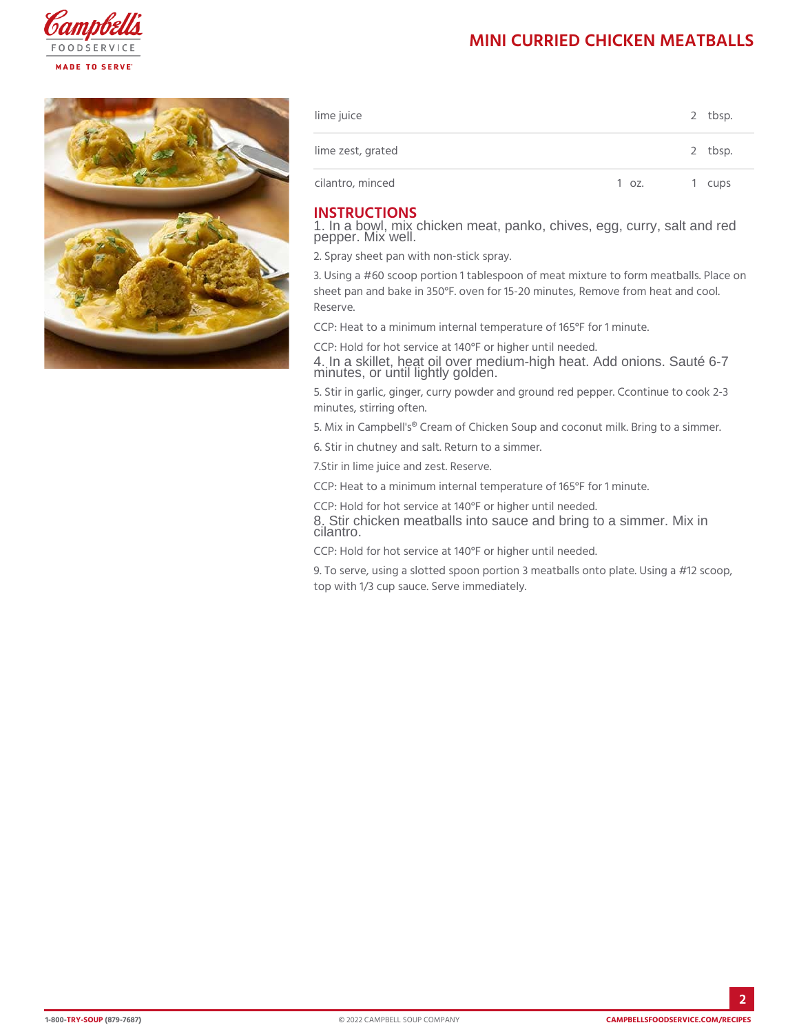| | | | | |
|---|---|---|---|---|
| lime juice | | | 2 | tbsp. |
| lime zest, grated | | | 2 | tbsp. |
| cilantro, minced | 1 | oz. | 1 | cups |

## INSTRUCTIONS

1. In a bowl, mix chicken meat, panko, chives, egg, curry, salt and red pepper. Mix well.

2. Spray sheet pan with non-stick spray.

3. Using a #60 scoop portion 1 tablespoon of meat mixture to form meatballs. Place on sheet pan and bake in 350°F. oven for 15-20 minutes, Remove from heat and cool. Reserve.

CCP: Heat to a minimum internal temperature of 165°F for 1 minute.

CCP: Hold for hot service at 140°F or higher until needed.

4. In a skillet, heat oil over medium-high heat. Add onions. Sauté 6-7 minutes, or until lightly golden.

5. Stir in garlic, ginger, curry powder and ground red pepper. Ccontinue to cook 2-3 minutes, stirring often.

5. Mix in Campbell's® Cream of Chicken Soup and coconut milk. Bring to a simmer.

6. Stir in chutney and salt. Return to a simmer.

7.Stir in lime juice and zest. Reserve.

CCP: Heat to a minimum internal temperature of 165°F for 1 minute.

CCP: Hold for hot service at 140°F or higher until needed.

8. Stir chicken meatballs into sauce and bring to a simmer. Mix in cilantro.

CCP: Hold for hot service at 140°F or higher until needed.

9. To serve, using a slotted spoon portion 3 meatballs onto plate. Using a #12 scoop, top with 1/3 cup sauce. Serve immediately.